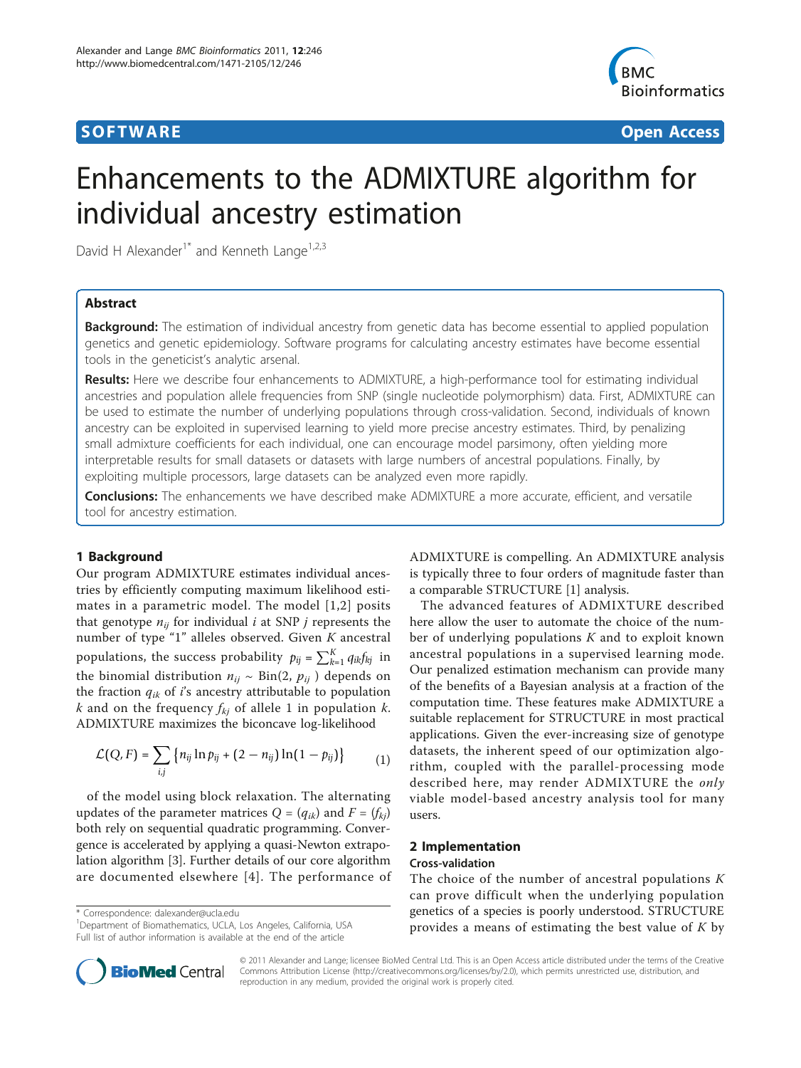**SOFTWARE** **Open Access**

# Enhancements to the ADMIXTURE algorithm for individual ancestry estimation

David H Alexander[1*] and Kenneth Lange[1,2,3]

## Abstract

**Background:** The estimation of individual ancestry from genetic data has become essential to applied population genetics and genetic epidemiology. Software programs for calculating ancestry estimates have become essential tools in the geneticist's analytic arsenal.

**Results:** Here we describe four enhancements to ADMIXTURE, a high-performance tool for estimating individual ancestries and population allele frequencies from SNP (single nucleotide polymorphism) data. First, ADMIXTURE can be used to estimate the number of underlying populations through cross-validation. Second, individuals of known ancestry can be exploited in supervised learning to yield more precise ancestry estimates. Third, by penalizing small admixture coefficients for each individual, one can encourage model parsimony, often yielding more interpretable results for small datasets or datasets with large numbers of ancestral populations. Finally, by exploiting multiple processors, large datasets can be analyzed even more rapidly.

**Conclusions:** The enhancements we have described make ADMIXTURE a more accurate, efficient, and versatile tool for ancestry estimation.

## 1 Background

Our program ADMIXTURE estimates individual ancestries by efficiently computing maximum likelihood estimates in a parametric model. The model [1,2] posits that genotype $n_{ij}$ for individual $i$ at SNP $j$ represents the number of type "1" alleles observed. Given $K$ ancestral populations, the success probability $p_{ij} = \sum_{k=1}^{K} q_{ik} f_{kj}$ in the binomial distribution $n_{ij} \sim \text{Bin}(2, p_{ij})$ depends on the fraction $q_{ik}$ of $i$'s ancestry attributable to population $k$ and on the frequency $f_{kj}$ of allele 1 in population $k$. ADMIXTURE maximizes the biconcave log-likelihood

$$\mathcal{L}(Q,F) = \sum_{i,j} \left\{ n_{ij} \ln p_{ij} + (2 - n_{ij}) \ln(1 - p_{ij}) \right\} \tag{1}$$

of the model using block relaxation. The alternating updates of the parameter matrices $Q = (q_{ik})$ and $F = (f_{kj})$ both rely on sequential quadratic programming. Convergence is accelerated by applying a quasi-Newton extrapolation algorithm [3]. Further details of our core algorithm are documented elsewhere [4]. The performance of ADMIXTURE is compelling. An ADMIXTURE analysis is typically three to four orders of magnitude faster than a comparable STRUCTURE [1] analysis.

The advanced features of ADMIXTURE described here allow the user to automate the choice of the number of underlying populations $K$ and to exploit known ancestral populations in a supervised learning mode. Our penalized estimation mechanism can provide many of the benefits of a Bayesian analysis at a fraction of the computation time. These features make ADMIXTURE a suitable replacement for STRUCTURE in most practical applications. Given the ever-increasing size of genotype datasets, the inherent speed of our optimization algorithm, coupled with the parallel-processing mode described here, may render ADMIXTURE the *only* viable model-based ancestry analysis tool for many users.

## 2 Implementation

### Cross-validation

The choice of the number of ancestral populations $K$ can prove difficult when the underlying population genetics of a species is poorly understood. STRUCTURE provides a means of estimating the best value of $K$ by

\* Correspondence: dalexander@ucla.edu
[1]Department of Biomathematics, UCLA, Los Angeles, California, USA
Full list of author information is available at the end of the article

© 2011 Alexander and Lange; licensee BioMed Central Ltd. This is an Open Access article distributed under the terms of the Creative Commons Attribution License (http://creativecommons.org/licenses/by/2.0), which permits unrestricted use, distribution, and reproduction in any medium, provided the original work is properly cited.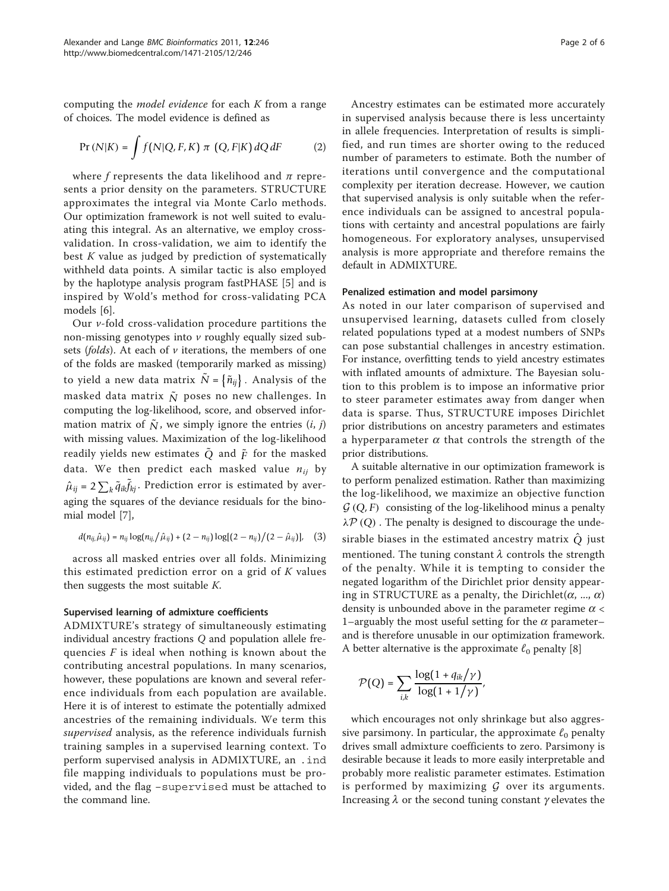computing the *model evidence* for each $K$ from a range of choices. The model evidence is defined as

$$\Pr(N|K) = \int f(N|Q, F, K)\ \pi\ (Q, F|K)\, dQ\, dF \qquad (2)$$

where $f$ represents the data likelihood and $\pi$ represents a prior density on the parameters. STRUCTURE approximates the integral via Monte Carlo methods. Our optimization framework is not well suited to evaluating this integral. As an alternative, we employ cross-validation. In cross-validation, we aim to identify the best $K$ value as judged by prediction of systematically withheld data points. A similar tactic is also employed by the haplotype analysis program fastPHASE [5] and is inspired by Wold's method for cross-validating PCA models [6].

Our $v$-fold cross-validation procedure partitions the non-missing genotypes into $v$ roughly equally sized subsets (*folds*). At each of $v$ iterations, the members of one of the folds are masked (temporarily marked as missing) to yield a new data matrix $\tilde{N} = \{\tilde{n}_{ij}\}$. Analysis of the masked data matrix $\tilde{N}$ poses no new challenges. In computing the log-likelihood, score, and observed information matrix of $\tilde{N}$, we simply ignore the entries $(i, j)$ with missing values. Maximization of the log-likelihood readily yields new estimates $\tilde{Q}$ and $\tilde{F}$ for the masked data. We then predict each masked value $n_{ij}$ by $\hat{\mu}_{ij} = 2\sum_k \tilde{q}_{ik}\tilde{f}_{kj}$. Prediction error is estimated by averaging the squares of the deviance residuals for the binomial model [7],

$$d(n_{ij}, \hat{\mu}_{ij}) = n_{ij}\log(n_{ij}/\hat{\mu}_{ij}) + (2 - n_{ij})\log[(2 - n_{ij})/(2 - \hat{\mu}_{ij})], \quad (3)$$

across all masked entries over all folds. Minimizing this estimated prediction error on a grid of $K$ values then suggests the most suitable $K$.

#### Supervised learning of admixture coefficients

ADMIXTURE's strategy of simultaneously estimating individual ancestry fractions $Q$ and population allele frequencies $F$ is ideal when nothing is known about the contributing ancestral populations. In many scenarios, however, these populations are known and several reference individuals from each population are available. Here it is of interest to estimate the potentially admixed ancestries of the remaining individuals. We term this *supervised* analysis, as the reference individuals furnish training samples in a supervised learning context. To perform supervised analysis in ADMIXTURE, an `.ind` file mapping individuals to populations must be provided, and the flag `–supervised` must be attached to the command line.

Ancestry estimates can be estimated more accurately in supervised analysis because there is less uncertainty in allele frequencies. Interpretation of results is simplified, and run times are shorter owing to the reduced number of parameters to estimate. Both the number of iterations until convergence and the computational complexity per iteration decrease. However, we caution that supervised analysis is only suitable when the reference individuals can be assigned to ancestral populations with certainty and ancestral populations are fairly homogeneous. For exploratory analyses, unsupervised analysis is more appropriate and therefore remains the default in ADMIXTURE.

#### Penalized estimation and model parsimony

As noted in our later comparison of supervised and unsupervised learning, datasets culled from closely related populations typed at a modest numbers of SNPs can pose substantial challenges in ancestry estimation. For instance, overfitting tends to yield ancestry estimates with inflated amounts of admixture. The Bayesian solution to this problem is to impose an informative prior to steer parameter estimates away from danger when data is sparse. Thus, STRUCTURE imposes Dirichlet prior distributions on ancestry parameters and estimates a hyperparameter $\alpha$ that controls the strength of the prior distributions.

A suitable alternative in our optimization framework is to perform penalized estimation. Rather than maximizing the log-likelihood, we maximize an objective function $\mathcal{G}(Q, F)$ consisting of the log-likelihood minus a penalty $\lambda\mathcal{P}(Q)$. The penalty is designed to discourage the undesirable biases in the estimated ancestry matrix $\hat{Q}$ just mentioned. The tuning constant $\lambda$ controls the strength of the penalty. While it is tempting to consider the negated logarithm of the Dirichlet prior density appearing in STRUCTURE as a penalty, the Dirichlet($\alpha, ..., \alpha$) density is unbounded above in the parameter regime $\alpha < 1$–arguably the most useful setting for the $\alpha$ parameter–and is therefore unusable in our optimization framework. A better alternative is the approximate $\ell_0$ penalty [8]

$$\mathcal{P}(Q) = \sum_{i,k} \frac{\log(1 + q_{ik}/\gamma)}{\log(1 + 1/\gamma)},$$

which encourages not only shrinkage but also aggressive parsimony. In particular, the approximate $\ell_0$ penalty drives small admixture coefficients to zero. Parsimony is desirable because it leads to more easily interpretable and probably more realistic parameter estimates. Estimation is performed by maximizing $\mathcal{G}$ over its arguments. Increasing $\lambda$ or the second tuning constant $\gamma$ elevates the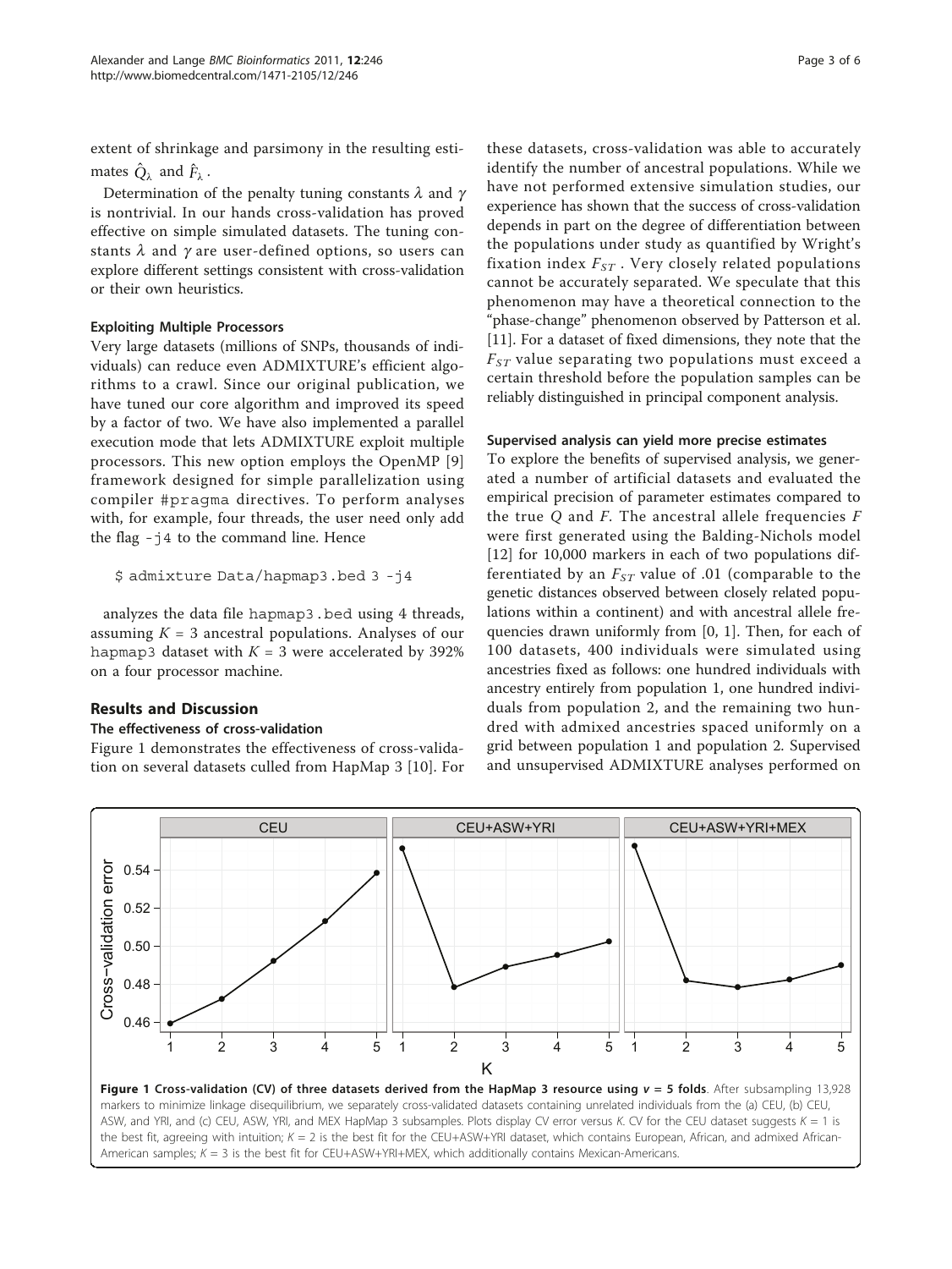extent of shrinkage and parsimony in the resulting estimates $\hat{Q}_\lambda$ and $\hat{F}_\lambda$.

Determination of the penalty tuning constants $\lambda$ and $\gamma$ is nontrivial. In our hands cross-validation has proved effective on simple simulated datasets. The tuning constants $\lambda$ and $\gamma$ are user-defined options, so users can explore different settings consistent with cross-validation or their own heuristics.

### Exploiting Multiple Processors

Very large datasets (millions of SNPs, thousands of individuals) can reduce even ADMIXTURE's efficient algorithms to a crawl. Since our original publication, we have tuned our core algorithm and improved its speed by a factor of two. We have also implemented a parallel execution mode that lets ADMIXTURE exploit multiple processors. This new option employs the OpenMP [9] framework designed for simple parallelization using compiler #pragma directives. To perform analyses with, for example, four threads, the user need only add the flag -j4 to the command line. Hence

```
$ admixture Data/hapmap3.bed 3 -j4
```

analyzes the data file hapmap3.bed using 4 threads, assuming $K = 3$ ancestral populations. Analyses of our hapmap3 dataset with $K = 3$ were accelerated by 392% on a four processor machine.

## Results and Discussion

### The effectiveness of cross-validation

Figure 1 demonstrates the effectiveness of cross-validation on several datasets culled from HapMap 3 [10]. For these datasets, cross-validation was able to accurately identify the number of ancestral populations. While we have not performed extensive simulation studies, our experience has shown that the success of cross-validation depends in part on the degree of differentiation between the populations under study as quantified by Wright's fixation index $F_{ST}$. Very closely related populations cannot be accurately separated. We speculate that this phenomenon may have a theoretical connection to the "phase-change" phenomenon observed by Patterson et al. [11]. For a dataset of fixed dimensions, they note that the $F_{ST}$ value separating two populations must exceed a certain threshold before the population samples can be reliably distinguished in principal component analysis.

### Supervised analysis can yield more precise estimates

To explore the benefits of supervised analysis, we generated a number of artificial datasets and evaluated the empirical precision of parameter estimates compared to the true $Q$ and $F$. The ancestral allele frequencies $F$ were first generated using the Balding-Nichols model [12] for 10,000 markers in each of two populations differentiated by an $F_{ST}$ value of .01 (comparable to the genetic distances observed between closely related populations within a continent) and with ancestral allele frequencies drawn uniformly from [0, 1]. Then, for each of 100 datasets, 400 individuals were simulated using ancestries fixed as follows: one hundred individuals with ancestry entirely from population 1, one hundred individuals from population 2, and the remaining two hundred with admixed ancestries spaced uniformly on a grid between population 1 and population 2. Supervised and unsupervised ADMIXTURE analyses performed on

**Figure 1 Cross-validation (CV) of three datasets derived from the HapMap 3 resource using $v = 5$ folds**. After subsampling 13,928 markers to minimize linkage disequilibrium, we separately cross-validated datasets containing unrelated individuals from the (a) CEU, (b) CEU, ASW, and YRI, and (c) CEU, ASW, YRI, and MEX HapMap 3 subsamples. Plots display CV error versus $K$. CV for the CEU dataset suggests $K = 1$ is the best fit, agreeing with intuition; $K = 2$ is the best fit for the CEU+ASW+YRI dataset, which contains European, African, and admixed African-American samples; $K = 3$ is the best fit for CEU+ASW+YRI+MEX, which additionally contains Mexican-Americans.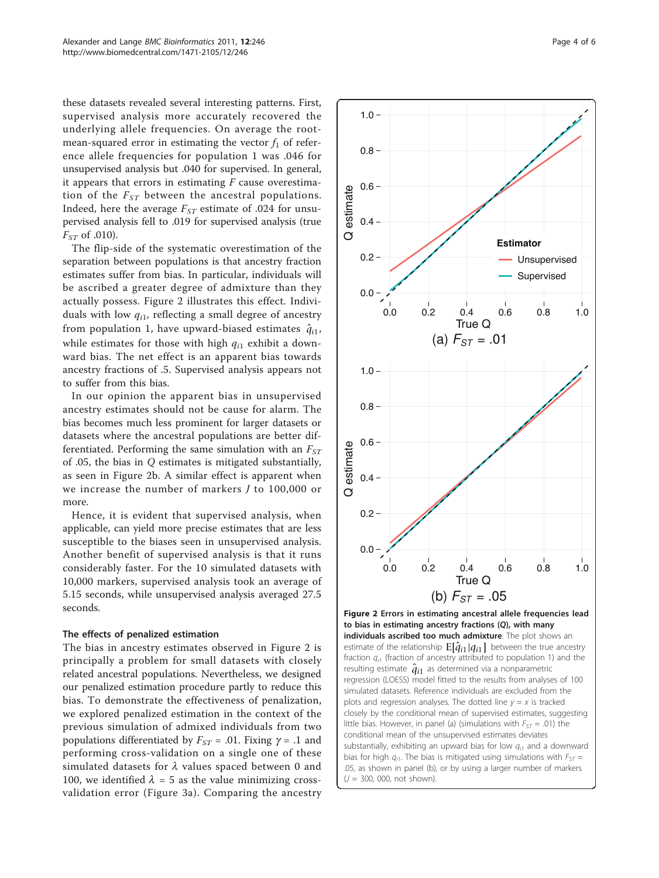these datasets revealed several interesting patterns. First, supervised analysis more accurately recovered the underlying allele frequencies. On average the root-mean-squared error in estimating the vector $f_1$ of reference allele frequencies for population 1 was .046 for unsupervised analysis but .040 for supervised. In general, it appears that errors in estimating $F$ cause overestimation of the $F_{ST}$ between the ancestral populations. Indeed, here the average $F_{ST}$ estimate of .024 for unsupervised analysis fell to .019 for supervised analysis (true $F_{ST}$ of .010).

The flip-side of the systematic overestimation of the separation between populations is that ancestry fraction estimates suffer from bias. In particular, individuals will be ascribed a greater degree of admixture than they actually possess. Figure 2 illustrates this effect. Individuals with low $q_{i1}$, reflecting a small degree of ancestry from population 1, have upward-biased estimates $\hat{q}_{i1}$, while estimates for those with high $q_{i1}$ exhibit a downward bias. The net effect is an apparent bias towards ancestry fractions of .5. Supervised analysis appears not to suffer from this bias.

In our opinion the apparent bias in unsupervised ancestry estimates should not be cause for alarm. The bias becomes much less prominent for larger datasets or datasets where the ancestral populations are better differentiated. Performing the same simulation with an $F_{ST}$ of .05, the bias in $Q$ estimates is mitigated substantially, as seen in Figure 2b. A similar effect is apparent when we increase the number of markers $J$ to 100,000 or more.

Hence, it is evident that supervised analysis, when applicable, can yield more precise estimates that are less susceptible to the biases seen in unsupervised analysis. Another benefit of supervised analysis is that it runs considerably faster. For the 10 simulated datasets with 10,000 markers, supervised analysis took an average of 5.15 seconds, while unsupervised analysis averaged 27.5 seconds.

### The effects of penalized estimation

The bias in ancestry estimates observed in Figure 2 is principally a problem for small datasets with closely related ancestral populations. Nevertheless, we designed our penalized estimation procedure partly to reduce this bias. To demonstrate the effectiveness of penalization, we explored penalized estimation in the context of the previous simulation of admixed individuals from two populations differentiated by $F_{ST}$ = .01. Fixing $\gamma$ = .1 and performing cross-validation on a single one of these simulated datasets for $\lambda$ values spaced between 0 and 100, we identified $\lambda$ = 5 as the value minimizing cross-validation error (Figure 3a). Comparing the ancestry

**Figure 2 Errors in estimating ancestral allele frequencies lead to bias in estimating ancestry fractions (*Q*), with many individuals ascribed too much admixture**. The plot shows an estimate of the relationship $\mathrm{E}[\hat{q}_{i1}|q_{i1}]$ between the true ancestry fraction $q_{i1}$ (fraction of ancestry attributed to population 1) and the resulting estimate $\hat{q}_{i1}$ as determined via a nonparametric regression (LOESS) model fitted to the results from analyses of 100 simulated datasets. Reference individuals are excluded from the plots and regression analyses. The dotted line $y = x$ is tracked closely by the conditional mean of supervised estimates, suggesting little bias. However, in panel (a) (simulations with $F_{ST}$ = .01) the conditional mean of the unsupervised estimates deviates substantially, exhibiting an upward bias for low $q_{i1}$ and a downward bias for high $q_{i1}$. The bias is mitigated using simulations with $F_{ST}$ = .05, as shown in panel (b), or by using a larger number of markers ($J$ = 300, 000, not shown).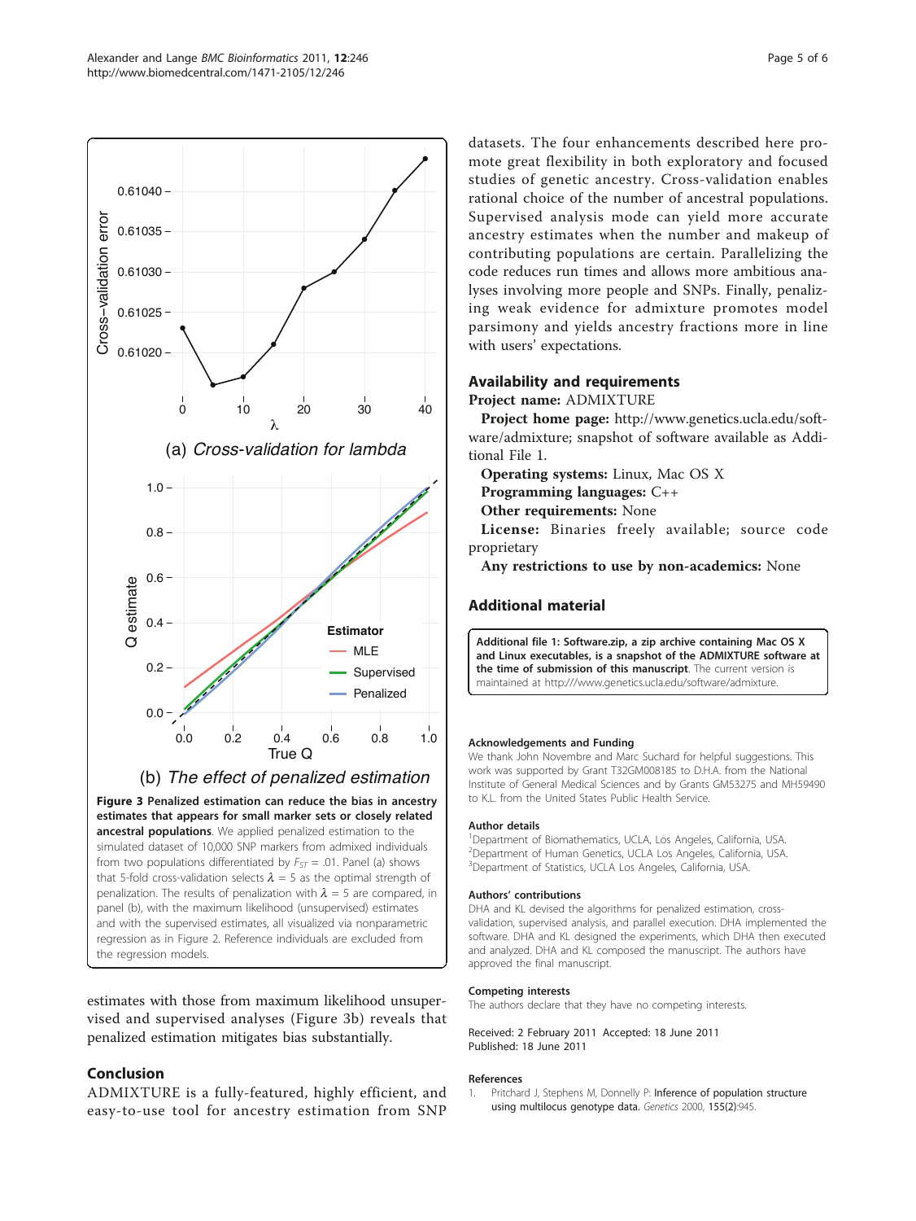(a) *Cross-validation for lambda*

(b) *The effect of penalized estimation*

**Figure 3 Penalized estimation can reduce the bias in ancestry estimates that appears for small marker sets or closely related ancestral populations**. We applied penalized estimation to the simulated dataset of 10,000 SNP markers from admixed individuals from two populations differentiated by $F_{ST}$ = .01. Panel (a) shows that 5-fold cross-validation selects $\lambda = 5$ as the optimal strength of penalization. The results of penalization with $\lambda = 5$ are compared, in panel (b), with the maximum likelihood (unsupervised) estimates and with the supervised estimates, all visualized via nonparametric regression as in Figure 2. Reference individuals are excluded from the regression models.

estimates with those from maximum likelihood unsupervised and supervised analyses (Figure 3b) reveals that penalized estimation mitigates bias substantially.

## Conclusion

ADMIXTURE is a fully-featured, highly efficient, and easy-to-use tool for ancestry estimation from SNP datasets. The four enhancements described here promote great flexibility in both exploratory and focused studies of genetic ancestry. Cross-validation enables rational choice of the number of ancestral populations. Supervised analysis mode can yield more accurate ancestry estimates when the number and makeup of contributing populations are certain. Parallelizing the code reduces run times and allows more ambitious analyses involving more people and SNPs. Finally, penalizing weak evidence for admixture promotes model parsimony and yields ancestry fractions more in line with users' expectations.

## Availability and requirements

**Project name:** ADMIXTURE

**Project home page:** http://www.genetics.ucla.edu/software/admixture; snapshot of software available as Additional File 1.

**Operating systems:** Linux, Mac OS X

**Programming languages:** C++

**Other requirements:** None

**License:** Binaries freely available; source code proprietary

**Any restrictions to use by non-academics:** None

## Additional material

**Additional file 1: Software.zip, a zip archive containing Mac OS X and Linux executables, is a snapshot of the ADMIXTURE software at the time of submission of this manuscript**. The current version is maintained at http:///www.genetics.ucla.edu/software/admixture.

#### Acknowledgements and Funding

We thank John Novembre and Marc Suchard for helpful suggestions. This work was supported by Grant T32GM008185 to D.H.A. from the National Institute of General Medical Sciences and by Grants GM53275 and MH59490 to K.L. from the United States Public Health Service.

#### Author details

[1]Department of Biomathematics, UCLA, Los Angeles, California, USA. [2]Department of Human Genetics, UCLA Los Angeles, California, USA. [3]Department of Statistics, UCLA Los Angeles, California, USA.

#### Authors' contributions

DHA and KL devised the algorithms for penalized estimation, cross-validation, supervised analysis, and parallel execution. DHA implemented the software. DHA and KL designed the experiments, which DHA then executed and analyzed. DHA and KL composed the manuscript. The authors have approved the final manuscript.

#### Competing interests

The authors declare that they have no competing interests.

Received: 2 February 2011 Accepted: 18 June 2011
Published: 18 June 2011

#### References

1. Pritchard J, Stephens M, Donnelly P: **Inference of population structure using multilocus genotype data.** *Genetics* 2000, **155(2)**:945.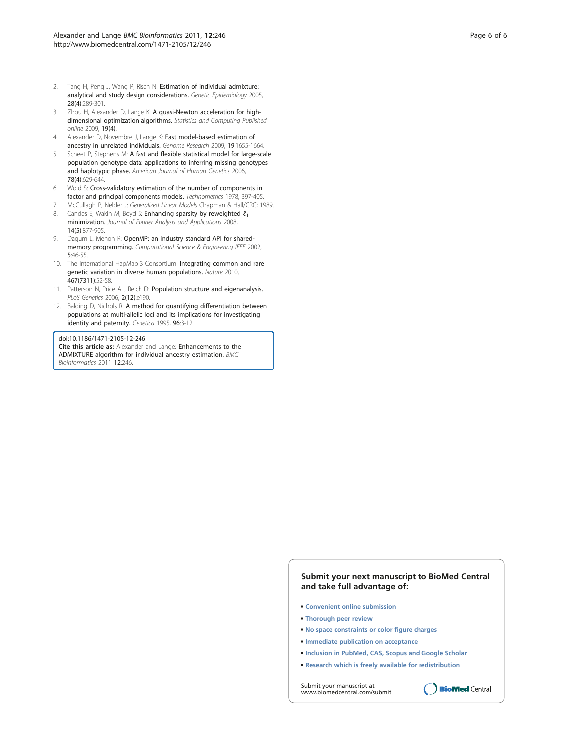2. Tang H, Peng J, Wang P, Risch N: **Estimation of individual admixture: analytical and study design considerations.** *Genetic Epidemiology* 2005, **28(4)**:289-301.
3. Zhou H, Alexander D, Lange K: **A quasi-Newton acceleration for high-dimensional optimization algorithms.** *Statistics and Computing Published online* 2009, **19(4)**.
4. Alexander D, Novembre J, Lange K: **Fast model-based estimation of ancestry in unrelated individuals.** *Genome Research* 2009, **19**:1655-1664.
5. Scheet P, Stephens M: **A fast and flexible statistical model for large-scale population genotype data: applications to inferring missing genotypes and haplotypic phase.** *American Journal of Human Genetics* 2006, **78(4)**:629-644.
6. Wold S: **Cross-validatory estimation of the number of components in factor and principal components models.** *Technometrics* 1978, 397-405.
7. McCullagh P, Nelder J: *Generalized Linear Models* Chapman & Hall/CRC; 1989.
8. Candes E, Wakin M, Boyd S: **Enhancing sparsity by reweighted $\ell_1$ minimization.** *Journal of Fourier Analysis and Applications* 2008, **14(5)**:877-905.
9. Dagum L, Menon R: **OpenMP: an industry standard API for shared-memory programming.** *Computational Science & Engineering IEEE* 2002, **5**:46-55.
10. The International HapMap 3 Consortium: **Integrating common and rare genetic variation in diverse human populations.** *Nature* 2010, **467(7311)**:52-58.
11. Patterson N, Price AL, Reich D: **Population structure and eigenanalysis.** *PLoS Genetics* 2006, **2(12)**:e190.
12. Balding D, Nichols R: **A method for quantifying differentiation between populations at multi-allelic loci and its implications for investigating identity and paternity.** *Genetica* 1995, **96**:3-12.

doi:10.1186/1471-2105-12-246
**Cite this article as:** Alexander and Lange: Enhancements to the ADMIXTURE algorithm for individual ancestry estimation. *BMC Bioinformatics* 2011 **12**:246.

**Submit your next manuscript to BioMed Central and take full advantage of:**

- **Convenient online submission**
- **Thorough peer review**
- **No space constraints or color figure charges**
- **Immediate publication on acceptance**
- **Inclusion in PubMed, CAS, Scopus and Google Scholar**
- **Research which is freely available for redistribution**

Submit your manuscript at
www.biomedcentral.com/submit

BioMed Central